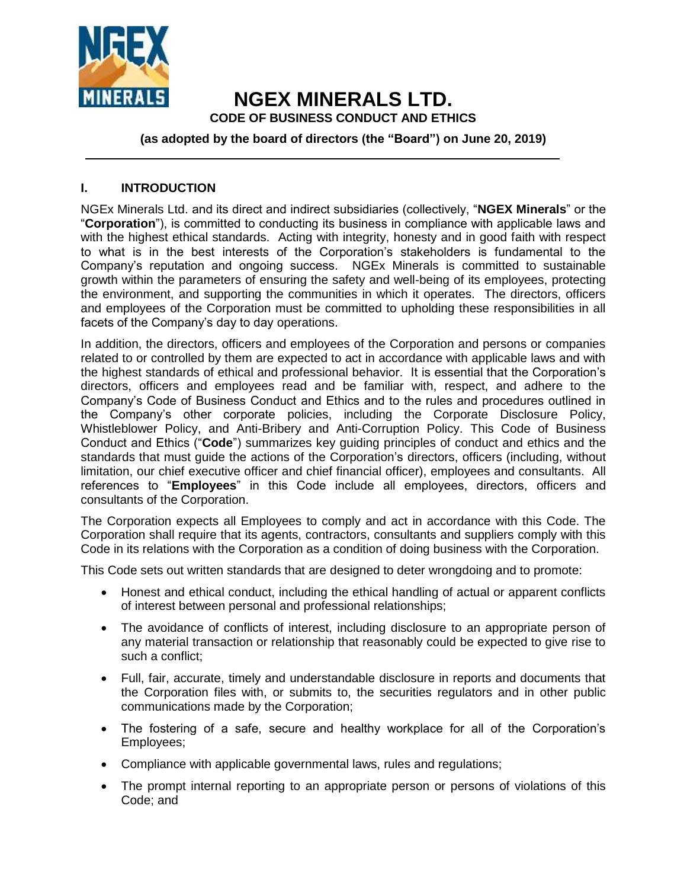# NGEX MINERALS LTD.

## CODE OF BUSINESS CONDUCT AND ETHICS

**(as adopted by the board of directors (the "Board") on June 20, 2019)**

---

## I. INTRODUCTION

NGEx Minerals Ltd. and its direct and indirect subsidiaries (collectively, "**NGEX Minerals**" or the "**Corporation**"), is committed to conducting its business in compliance with applicable laws and with the highest ethical standards. Acting with integrity, honesty and in good faith with respect to what is in the best interests of the Corporation's stakeholders is fundamental to the Company's reputation and ongoing success. NGEx Minerals is committed to sustainable growth within the parameters of ensuring the safety and well-being of its employees, protecting the environment, and supporting the communities in which it operates. The directors, officers and employees of the Corporation must be committed to upholding these responsibilities in all facets of the Company's day to day operations.

In addition, the directors, officers and employees of the Corporation and persons or companies related to or controlled by them are expected to act in accordance with applicable laws and with the highest standards of ethical and professional behavior. It is essential that the Corporation's directors, officers and employees read and be familiar with, respect, and adhere to the Company's Code of Business Conduct and Ethics and to the rules and procedures outlined in the Company's other corporate policies, including the Corporate Disclosure Policy, Whistleblower Policy, and Anti-Bribery and Anti-Corruption Policy. This Code of Business Conduct and Ethics ("**Code**") summarizes key guiding principles of conduct and ethics and the standards that must guide the actions of the Corporation's directors, officers (including, without limitation, our chief executive officer and chief financial officer), employees and consultants. All references to "**Employees**" in this Code include all employees, directors, officers and consultants of the Corporation.

The Corporation expects all Employees to comply and act in accordance with this Code. The Corporation shall require that its agents, contractors, consultants and suppliers comply with this Code in its relations with the Corporation as a condition of doing business with the Corporation.

This Code sets out written standards that are designed to deter wrongdoing and to promote:

- Honest and ethical conduct, including the ethical handling of actual or apparent conflicts of interest between personal and professional relationships;
- The avoidance of conflicts of interest, including disclosure to an appropriate person of any material transaction or relationship that reasonably could be expected to give rise to such a conflict;
- Full, fair, accurate, timely and understandable disclosure in reports and documents that the Corporation files with, or submits to, the securities regulators and in other public communications made by the Corporation;
- The fostering of a safe, secure and healthy workplace for all of the Corporation's Employees;
- Compliance with applicable governmental laws, rules and regulations;
- The prompt internal reporting to an appropriate person or persons of violations of this Code; and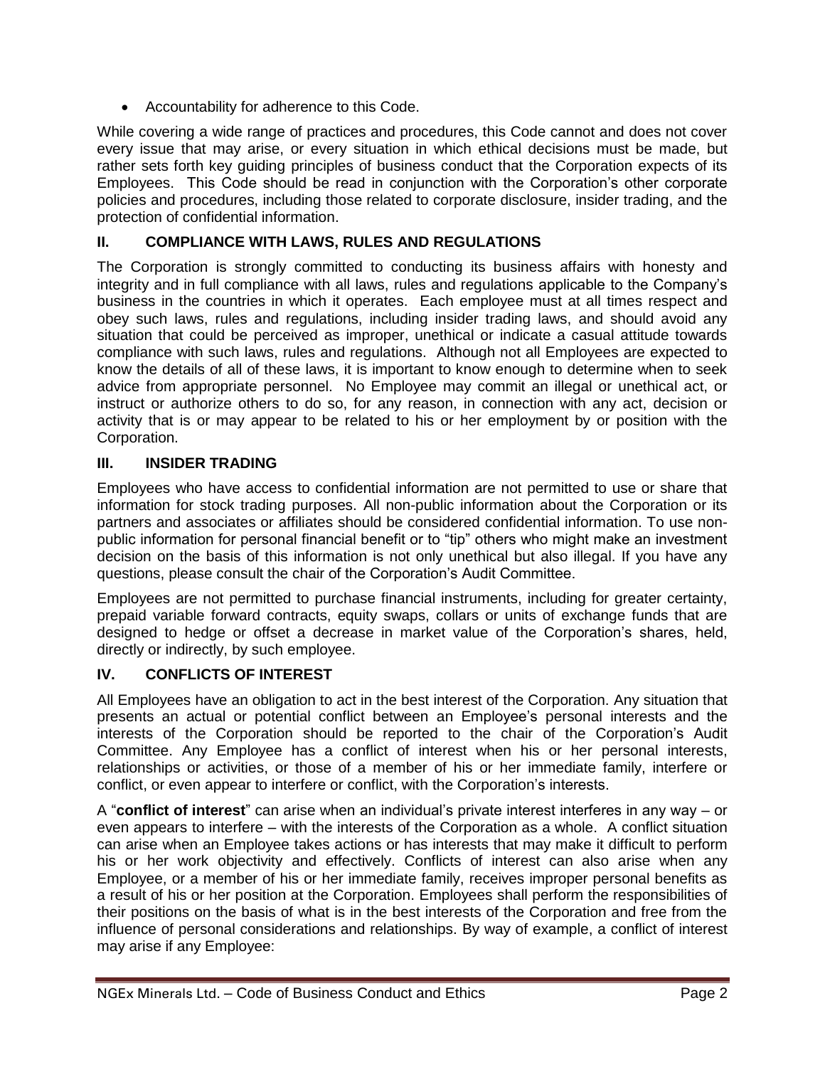- Accountability for adherence to this Code.

While covering a wide range of practices and procedures, this Code cannot and does not cover every issue that may arise, or every situation in which ethical decisions must be made, but rather sets forth key guiding principles of business conduct that the Corporation expects of its Employees. This Code should be read in conjunction with the Corporation's other corporate policies and procedures, including those related to corporate disclosure, insider trading, and the protection of confidential information.

## II. COMPLIANCE WITH LAWS, RULES AND REGULATIONS

The Corporation is strongly committed to conducting its business affairs with honesty and integrity and in full compliance with all laws, rules and regulations applicable to the Company's business in the countries in which it operates. Each employee must at all times respect and obey such laws, rules and regulations, including insider trading laws, and should avoid any situation that could be perceived as improper, unethical or indicate a casual attitude towards compliance with such laws, rules and regulations. Although not all Employees are expected to know the details of all of these laws, it is important to know enough to determine when to seek advice from appropriate personnel. No Employee may commit an illegal or unethical act, or instruct or authorize others to do so, for any reason, in connection with any act, decision or activity that is or may appear to be related to his or her employment by or position with the Corporation.

## III. INSIDER TRADING

Employees who have access to confidential information are not permitted to use or share that information for stock trading purposes. All non-public information about the Corporation or its partners and associates or affiliates should be considered confidential information. To use non-public information for personal financial benefit or to "tip" others who might make an investment decision on the basis of this information is not only unethical but also illegal. If you have any questions, please consult the chair of the Corporation's Audit Committee.

Employees are not permitted to purchase financial instruments, including for greater certainty, prepaid variable forward contracts, equity swaps, collars or units of exchange funds that are designed to hedge or offset a decrease in market value of the Corporation's shares, held, directly or indirectly, by such employee.

## IV. CONFLICTS OF INTEREST

All Employees have an obligation to act in the best interest of the Corporation. Any situation that presents an actual or potential conflict between an Employee's personal interests and the interests of the Corporation should be reported to the chair of the Corporation's Audit Committee. Any Employee has a conflict of interest when his or her personal interests, relationships or activities, or those of a member of his or her immediate family, interfere or conflict, or even appear to interfere or conflict, with the Corporation's interests.

A "**conflict of interest**" can arise when an individual's private interest interferes in any way – or even appears to interfere – with the interests of the Corporation as a whole. A conflict situation can arise when an Employee takes actions or has interests that may make it difficult to perform his or her work objectivity and effectively. Conflicts of interest can also arise when any Employee, or a member of his or her immediate family, receives improper personal benefits as a result of his or her position at the Corporation. Employees shall perform the responsibilities of their positions on the basis of what is in the best interests of the Corporation and free from the influence of personal considerations and relationships. By way of example, a conflict of interest may arise if any Employee: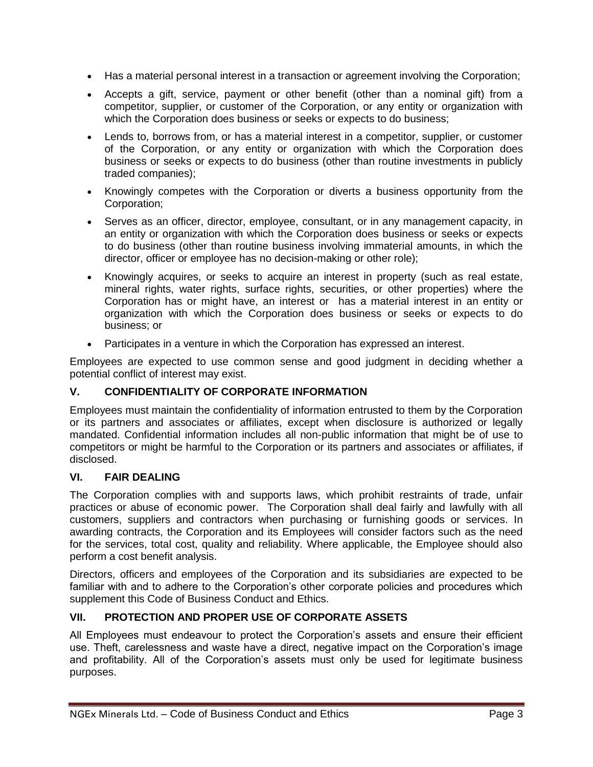- Has a material personal interest in a transaction or agreement involving the Corporation;
- Accepts a gift, service, payment or other benefit (other than a nominal gift) from a competitor, supplier, or customer of the Corporation, or any entity or organization with which the Corporation does business or seeks or expects to do business;
- Lends to, borrows from, or has a material interest in a competitor, supplier, or customer of the Corporation, or any entity or organization with which the Corporation does business or seeks or expects to do business (other than routine investments in publicly traded companies);
- Knowingly competes with the Corporation or diverts a business opportunity from the Corporation;
- Serves as an officer, director, employee, consultant, or in any management capacity, in an entity or organization with which the Corporation does business or seeks or expects to do business (other than routine business involving immaterial amounts, in which the director, officer or employee has no decision-making or other role);
- Knowingly acquires, or seeks to acquire an interest in property (such as real estate, mineral rights, water rights, surface rights, securities, or other properties) where the Corporation has or might have, an interest or has a material interest in an entity or organization with which the Corporation does business or seeks or expects to do business; or
- Participates in a venture in which the Corporation has expressed an interest.

Employees are expected to use common sense and good judgment in deciding whether a potential conflict of interest may exist.

## V. CONFIDENTIALITY OF CORPORATE INFORMATION

Employees must maintain the confidentiality of information entrusted to them by the Corporation or its partners and associates or affiliates, except when disclosure is authorized or legally mandated. Confidential information includes all non-public information that might be of use to competitors or might be harmful to the Corporation or its partners and associates or affiliates, if disclosed.

## VI. FAIR DEALING

The Corporation complies with and supports laws, which prohibit restraints of trade, unfair practices or abuse of economic power. The Corporation shall deal fairly and lawfully with all customers, suppliers and contractors when purchasing or furnishing goods or services. In awarding contracts, the Corporation and its Employees will consider factors such as the need for the services, total cost, quality and reliability. Where applicable, the Employee should also perform a cost benefit analysis.

Directors, officers and employees of the Corporation and its subsidiaries are expected to be familiar with and to adhere to the Corporation's other corporate policies and procedures which supplement this Code of Business Conduct and Ethics.

## VII. PROTECTION AND PROPER USE OF CORPORATE ASSETS

All Employees must endeavour to protect the Corporation's assets and ensure their efficient use. Theft, carelessness and waste have a direct, negative impact on the Corporation's image and profitability. All of the Corporation's assets must only be used for legitimate business purposes.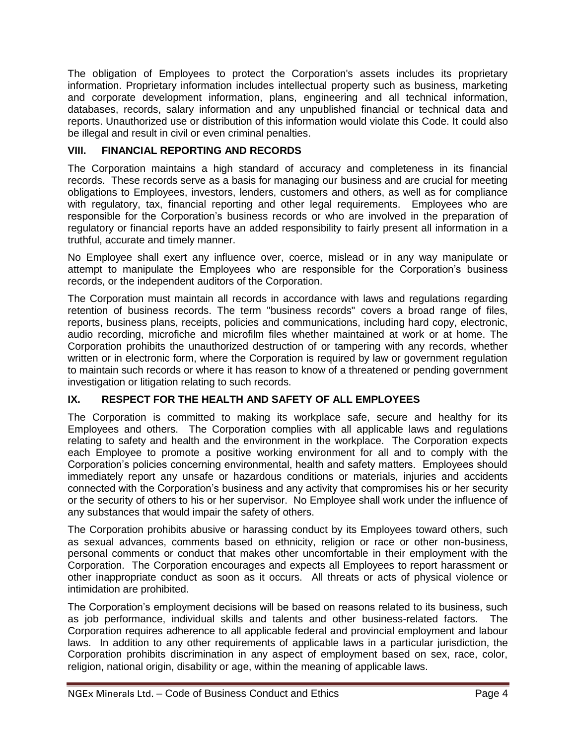The obligation of Employees to protect the Corporation's assets includes its proprietary information. Proprietary information includes intellectual property such as business, marketing and corporate development information, plans, engineering and all technical information, databases, records, salary information and any unpublished financial or technical data and reports. Unauthorized use or distribution of this information would violate this Code. It could also be illegal and result in civil or even criminal penalties.

## VIII. FINANCIAL REPORTING AND RECORDS

The Corporation maintains a high standard of accuracy and completeness in its financial records. These records serve as a basis for managing our business and are crucial for meeting obligations to Employees, investors, lenders, customers and others, as well as for compliance with regulatory, tax, financial reporting and other legal requirements. Employees who are responsible for the Corporation's business records or who are involved in the preparation of regulatory or financial reports have an added responsibility to fairly present all information in a truthful, accurate and timely manner.

No Employee shall exert any influence over, coerce, mislead or in any way manipulate or attempt to manipulate the Employees who are responsible for the Corporation's business records, or the independent auditors of the Corporation.

The Corporation must maintain all records in accordance with laws and regulations regarding retention of business records. The term "business records" covers a broad range of files, reports, business plans, receipts, policies and communications, including hard copy, electronic, audio recording, microfiche and microfilm files whether maintained at work or at home. The Corporation prohibits the unauthorized destruction of or tampering with any records, whether written or in electronic form, where the Corporation is required by law or government regulation to maintain such records or where it has reason to know of a threatened or pending government investigation or litigation relating to such records.

## IX. RESPECT FOR THE HEALTH AND SAFETY OF ALL EMPLOYEES

The Corporation is committed to making its workplace safe, secure and healthy for its Employees and others. The Corporation complies with all applicable laws and regulations relating to safety and health and the environment in the workplace. The Corporation expects each Employee to promote a positive working environment for all and to comply with the Corporation's policies concerning environmental, health and safety matters. Employees should immediately report any unsafe or hazardous conditions or materials, injuries and accidents connected with the Corporation's business and any activity that compromises his or her security or the security of others to his or her supervisor. No Employee shall work under the influence of any substances that would impair the safety of others.

The Corporation prohibits abusive or harassing conduct by its Employees toward others, such as sexual advances, comments based on ethnicity, religion or race or other non-business, personal comments or conduct that makes other uncomfortable in their employment with the Corporation. The Corporation encourages and expects all Employees to report harassment or other inappropriate conduct as soon as it occurs. All threats or acts of physical violence or intimidation are prohibited.

The Corporation's employment decisions will be based on reasons related to its business, such as job performance, individual skills and talents and other business-related factors. The Corporation requires adherence to all applicable federal and provincial employment and labour laws. In addition to any other requirements of applicable laws in a particular jurisdiction, the Corporation prohibits discrimination in any aspect of employment based on sex, race, color, religion, national origin, disability or age, within the meaning of applicable laws.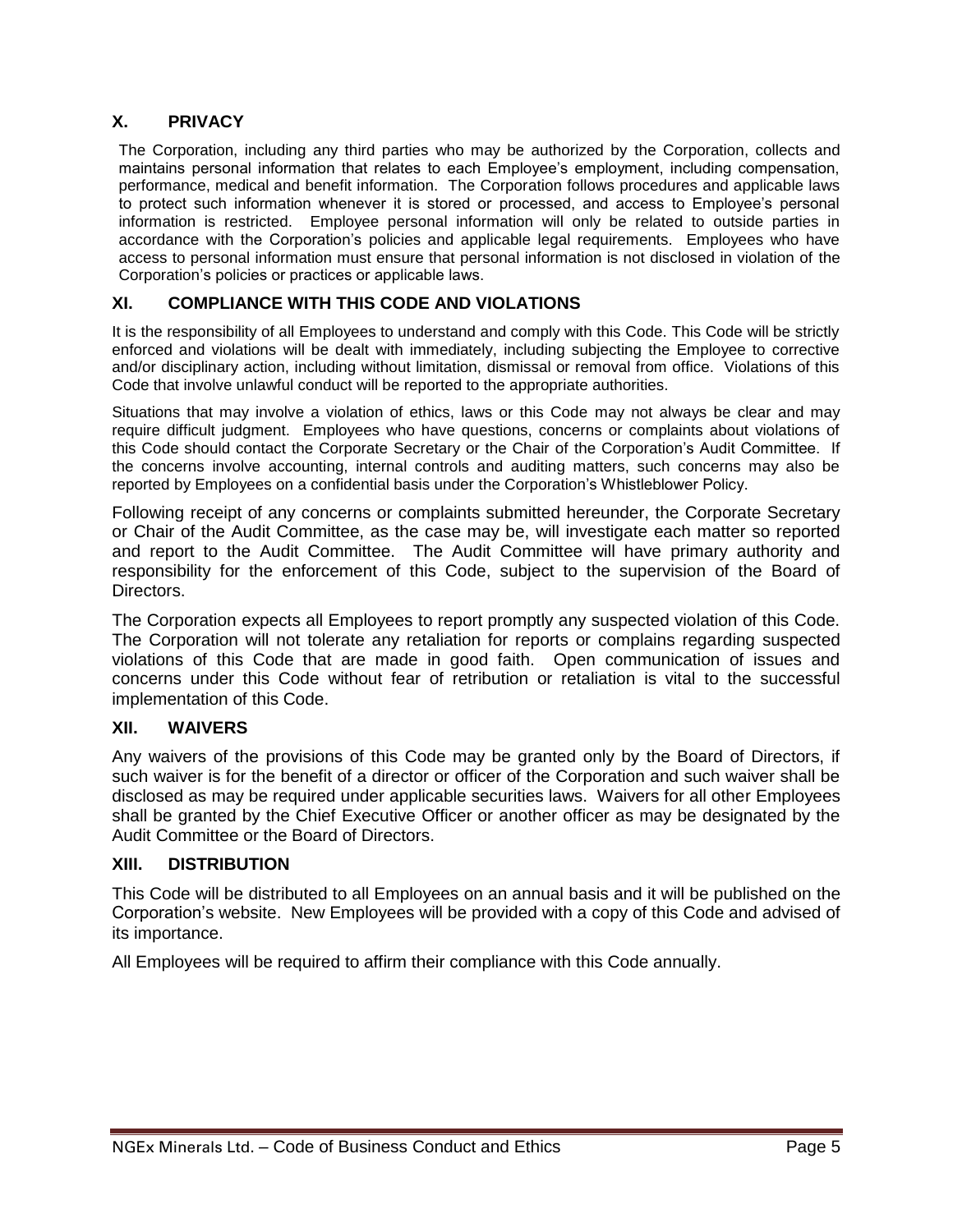## X. PRIVACY

The Corporation, including any third parties who may be authorized by the Corporation, collects and maintains personal information that relates to each Employee's employment, including compensation, performance, medical and benefit information. The Corporation follows procedures and applicable laws to protect such information whenever it is stored or processed, and access to Employee's personal information is restricted. Employee personal information will only be related to outside parties in accordance with the Corporation's policies and applicable legal requirements. Employees who have access to personal information must ensure that personal information is not disclosed in violation of the Corporation's policies or practices or applicable laws.

## XI. COMPLIANCE WITH THIS CODE AND VIOLATIONS

It is the responsibility of all Employees to understand and comply with this Code. This Code will be strictly enforced and violations will be dealt with immediately, including subjecting the Employee to corrective and/or disciplinary action, including without limitation, dismissal or removal from office. Violations of this Code that involve unlawful conduct will be reported to the appropriate authorities.

Situations that may involve a violation of ethics, laws or this Code may not always be clear and may require difficult judgment. Employees who have questions, concerns or complaints about violations of this Code should contact the Corporate Secretary or the Chair of the Corporation's Audit Committee. If the concerns involve accounting, internal controls and auditing matters, such concerns may also be reported by Employees on a confidential basis under the Corporation's Whistleblower Policy.

Following receipt of any concerns or complaints submitted hereunder, the Corporate Secretary or Chair of the Audit Committee, as the case may be, will investigate each matter so reported and report to the Audit Committee. The Audit Committee will have primary authority and responsibility for the enforcement of this Code, subject to the supervision of the Board of Directors.

The Corporation expects all Employees to report promptly any suspected violation of this Code. The Corporation will not tolerate any retaliation for reports or complains regarding suspected violations of this Code that are made in good faith. Open communication of issues and concerns under this Code without fear of retribution or retaliation is vital to the successful implementation of this Code.

## XII. WAIVERS

Any waivers of the provisions of this Code may be granted only by the Board of Directors, if such waiver is for the benefit of a director or officer of the Corporation and such waiver shall be disclosed as may be required under applicable securities laws. Waivers for all other Employees shall be granted by the Chief Executive Officer or another officer as may be designated by the Audit Committee or the Board of Directors.

## XIII. DISTRIBUTION

This Code will be distributed to all Employees on an annual basis and it will be published on the Corporation's website. New Employees will be provided with a copy of this Code and advised of its importance.

All Employees will be required to affirm their compliance with this Code annually.